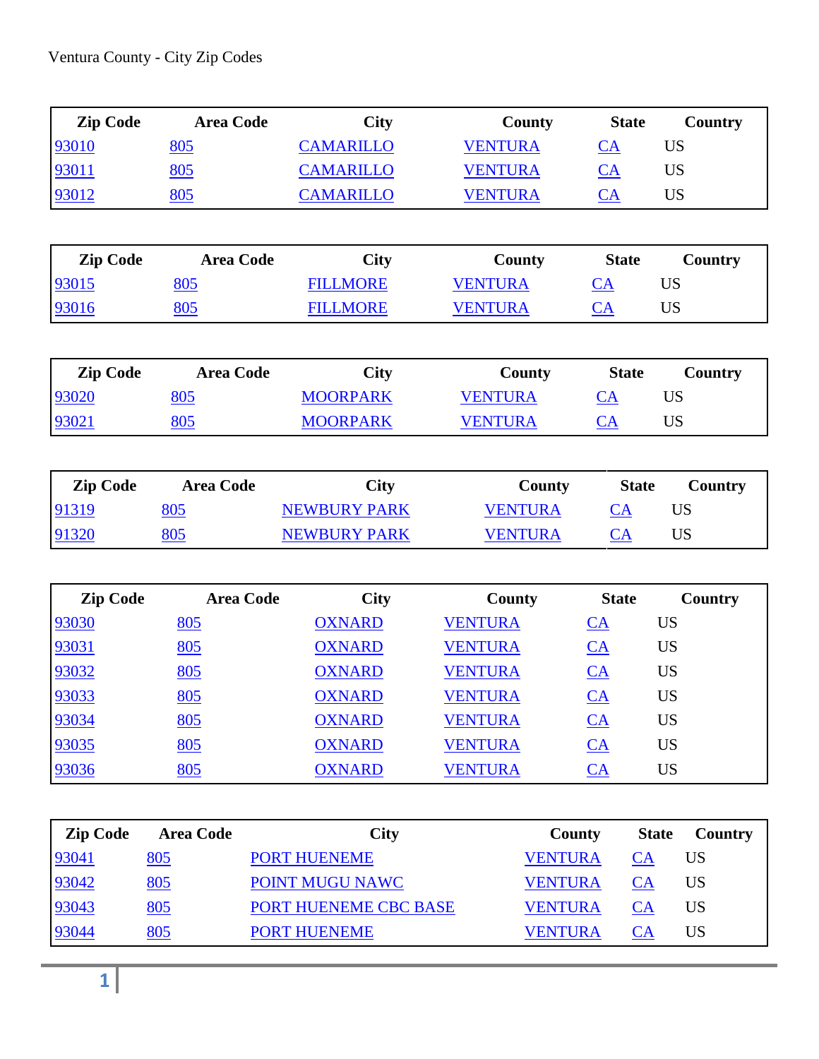Ventura County - City Zip Codes

| Zip Code | Area Code | City | County | State | Country |
|---|---|---|---|---|---|
| 93010 | 805 | CAMARILLO | VENTURA | CA | US |
| 93011 | 805 | CAMARILLO | VENTURA | CA | US |
| 93012 | 805 | CAMARILLO | VENTURA | CA | US |

| Zip Code | Area Code | City | County | State | Country |
|---|---|---|---|---|---|
| 93015 | 805 | FILLMORE | VENTURA | CA | US |
| 93016 | 805 | FILLMORE | VENTURA | CA | US |

| Zip Code | Area Code | City | County | State | Country |
|---|---|---|---|---|---|
| 93020 | 805 | MOORPARK | VENTURA | CA | US |
| 93021 | 805 | MOORPARK | VENTURA | CA | US |

| Zip Code | Area Code | City | County | State | Country |
|---|---|---|---|---|---|
| 91319 | 805 | NEWBURY PARK | VENTURA | CA | US |
| 91320 | 805 | NEWBURY PARK | VENTURA | CA | US |

| Zip Code | Area Code | City | County | State | Country |
|---|---|---|---|---|---|
| 93030 | 805 | OXNARD | VENTURA | CA | US |
| 93031 | 805 | OXNARD | VENTURA | CA | US |
| 93032 | 805 | OXNARD | VENTURA | CA | US |
| 93033 | 805 | OXNARD | VENTURA | CA | US |
| 93034 | 805 | OXNARD | VENTURA | CA | US |
| 93035 | 805 | OXNARD | VENTURA | CA | US |
| 93036 | 805 | OXNARD | VENTURA | CA | US |

| Zip Code | Area Code | City | County | State | Country |
|---|---|---|---|---|---|
| 93041 | 805 | PORT HUENEME | VENTURA | CA | US |
| 93042 | 805 | POINT MUGU NAWC | VENTURA | CA | US |
| 93043 | 805 | PORT HUENEME CBC BASE | VENTURA | CA | US |
| 93044 | 805 | PORT HUENEME | VENTURA | CA | US |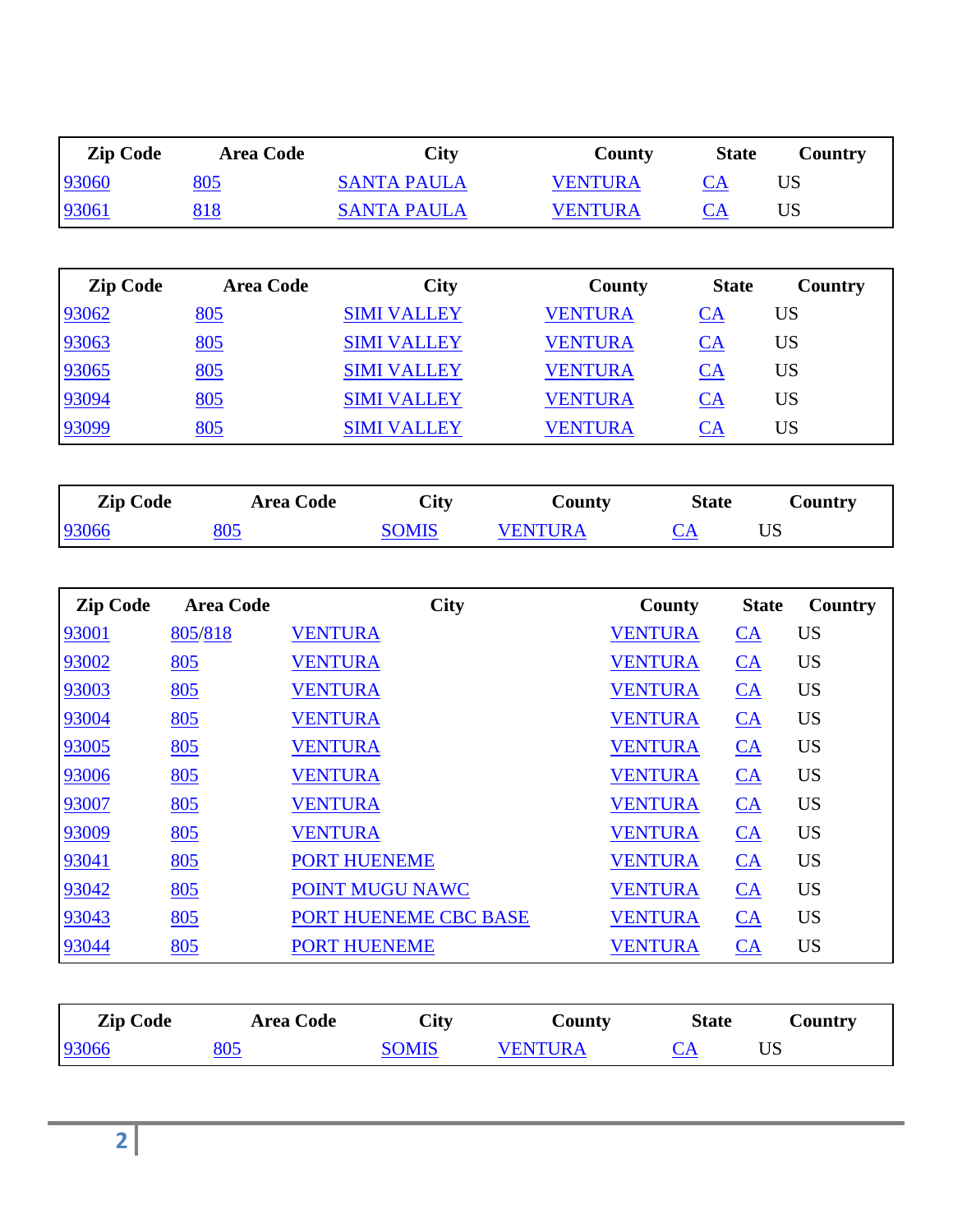| Zip Code | Area Code | City | County | State | Country |
|---|---|---|---|---|---|
| 93060 | 805 | SANTA PAULA | VENTURA | CA | US |
| 93061 | 818 | SANTA PAULA | VENTURA | CA | US |

| Zip Code | Area Code | City | County | State | Country |
|---|---|---|---|---|---|
| 93062 | 805 | SIMI VALLEY | VENTURA | CA | US |
| 93063 | 805 | SIMI VALLEY | VENTURA | CA | US |
| 93065 | 805 | SIMI VALLEY | VENTURA | CA | US |
| 93094 | 805 | SIMI VALLEY | VENTURA | CA | US |
| 93099 | 805 | SIMI VALLEY | VENTURA | CA | US |

| Zip Code | Area Code | City | County | State | Country |
|---|---|---|---|---|---|
| 93066 | 805 | SOMIS | VENTURA | CA | US |

| Zip Code | Area Code | City | County | State | Country |
|---|---|---|---|---|---|
| 93001 | 805/818 | VENTURA | VENTURA | CA | US |
| 93002 | 805 | VENTURA | VENTURA | CA | US |
| 93003 | 805 | VENTURA | VENTURA | CA | US |
| 93004 | 805 | VENTURA | VENTURA | CA | US |
| 93005 | 805 | VENTURA | VENTURA | CA | US |
| 93006 | 805 | VENTURA | VENTURA | CA | US |
| 93007 | 805 | VENTURA | VENTURA | CA | US |
| 93009 | 805 | VENTURA | VENTURA | CA | US |
| 93041 | 805 | PORT HUENEME | VENTURA | CA | US |
| 93042 | 805 | POINT MUGU NAWC | VENTURA | CA | US |
| 93043 | 805 | PORT HUENEME CBC BASE | VENTURA | CA | US |
| 93044 | 805 | PORT HUENEME | VENTURA | CA | US |

| Zip Code | Area Code | City | County | State | Country |
|---|---|---|---|---|---|
| 93066 | 805 | SOMIS | VENTURA | CA | US |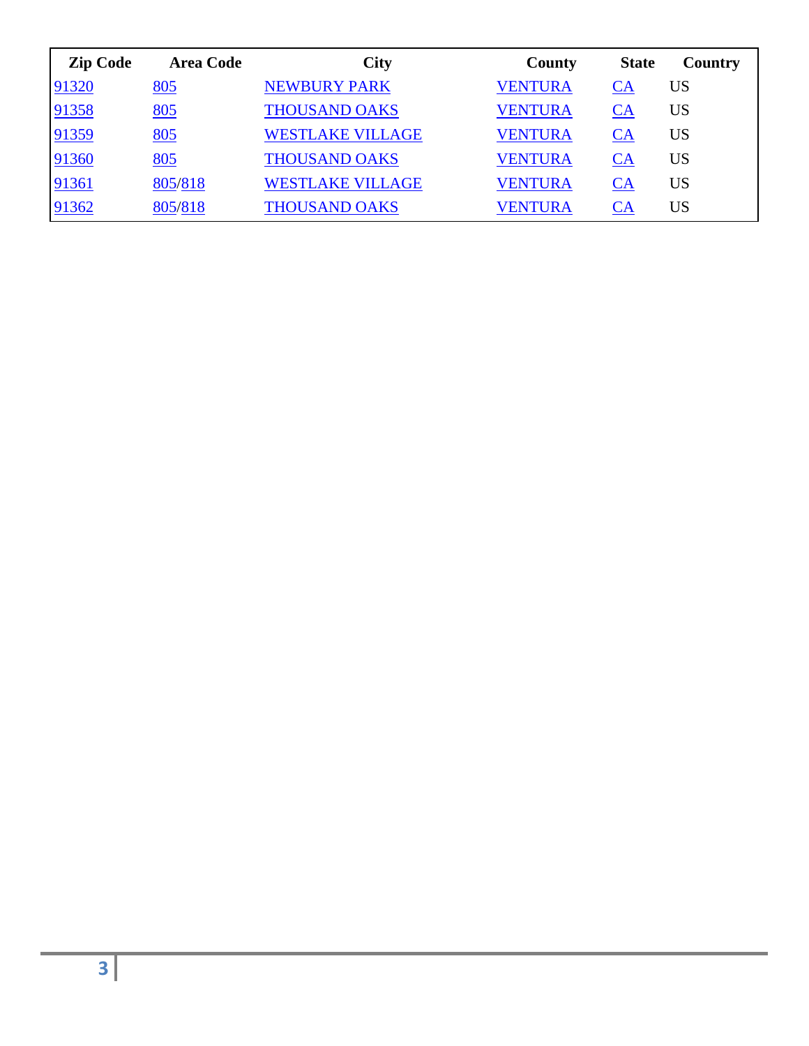| Zip Code | Area Code | City | County | State | Country |
|---|---|---|---|---|---|
| 91320 | 805 | NEWBURY PARK | VENTURA | CA | US |
| 91358 | 805 | THOUSAND OAKS | VENTURA | CA | US |
| 91359 | 805 | WESTLAKE VILLAGE | VENTURA | CA | US |
| 91360 | 805 | THOUSAND OAKS | VENTURA | CA | US |
| 91361 | 805/818 | WESTLAKE VILLAGE | VENTURA | CA | US |
| 91362 | 805/818 | THOUSAND OAKS | VENTURA | CA | US |